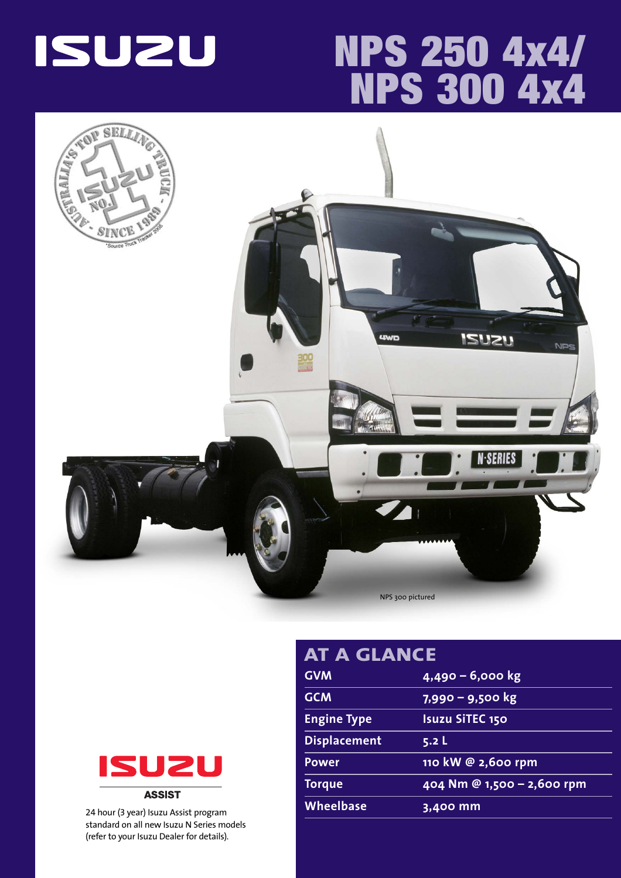# ISUZU

# NPS 250 4x4/ NPS 300 4x4

NPS 300 pictured

## AT A GLANCE

| | |
|---|---|
| GVM | 4,490 – 6,000 kg |
| GCM | 7,990 – 9,500 kg |
| Engine Type | Isuzu SiTEC 150 |
| Displacement | 5.2 L |
| Power | 110 kW @ 2,600 rpm |
| Torque | 404 Nm @ 1,500 – 2,600 rpm |
| Wheelbase | 3,400 mm |

ISUZU ASSIST

24 hour (3 year) Isuzu Assist program standard on all new Isuzu N Series models (refer to your Isuzu Dealer for details).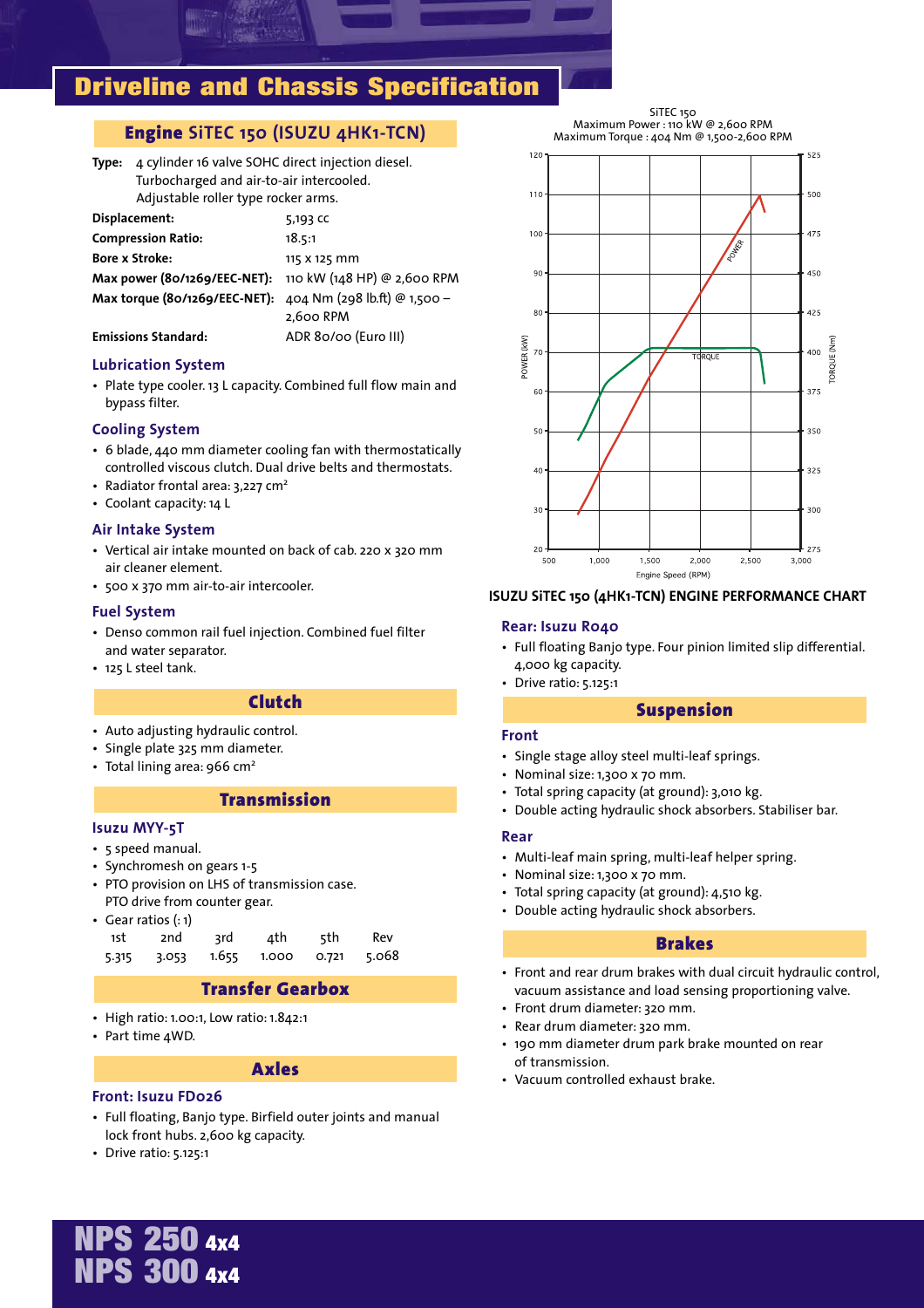# Driveline and Chassis Specification

## Engine SiTEC 150 (ISUZU 4HK1-TCN)

**Type:** 4 cylinder 16 valve SOHC direct injection diesel. Turbocharged and air-to-air intercooled. Adjustable roller type rocker arms.

| | |
|---|---|
| **Displacement:** | 5,193 cc |
| **Compression Ratio:** | 18.5:1 |
| **Bore x Stroke:** | 115 x 125 mm |
| **Max power (80/1269/EEC-NET):** | 110 kW (148 HP) @ 2,600 RPM |
| **Max torque (80/1269/EEC-NET):** | 404 Nm (298 lb.ft) @ 1,500 – 2,600 RPM |
| **Emissions Standard:** | ADR 80/00 (Euro III) |

### Lubrication System

- Plate type cooler. 13 L capacity. Combined full flow main and bypass filter.

### Cooling System

- 6 blade, 440 mm diameter cooling fan with thermostatically controlled viscous clutch. Dual drive belts and thermostats.
- Radiator frontal area: 3,227 cm²
- Coolant capacity: 14 L

### Air Intake System

- Vertical air intake mounted on back of cab. 220 x 320 mm air cleaner element.
- 500 x 370 mm air-to-air intercooler.

### Fuel System

- Denso common rail fuel injection. Combined fuel filter and water separator.
- 125 L steel tank.

## Clutch

- Auto adjusting hydraulic control.
- Single plate 325 mm diameter.
- Total lining area: 966 cm²

## Transmission

### Isuzu MYY-5T

- 5 speed manual.
- Synchromesh on gears 1-5
- PTO provision on LHS of transmission case. PTO drive from counter gear.
- Gear ratios (: 1)

| 1st | 2nd | 3rd | 4th | 5th | Rev |
|---|---|---|---|---|---|
| 5.315 | 3.053 | 1.655 | 1.000 | 0.721 | 5.068 |

## Transfer Gearbox

- High ratio: 1.00:1, Low ratio: 1.842:1
- Part time 4WD.

## Axles

### Front: Isuzu FD026

- Full floating, Banjo type. Birfield outer joints and manual lock front hubs. 2,600 kg capacity.
- Drive ratio: 5.125:1

SiTEC 150
Maximum Power : 110 kW @ 2,600 RPM
Maximum Torque : 404 Nm @ 1,500-2,600 RPM

**ISUZU SiTEC 150 (4HK1-TCN) ENGINE PERFORMANCE CHART**

### Rear: Isuzu R040

- Full floating Banjo type. Four pinion limited slip differential. 4,000 kg capacity.
- Drive ratio: 5.125:1

## Suspension

### Front

- Single stage alloy steel multi-leaf springs.
- Nominal size: 1,300 x 70 mm.
- Total spring capacity (at ground): 3,010 kg.
- Double acting hydraulic shock absorbers. Stabiliser bar.

### Rear

- Multi-leaf main spring, multi-leaf helper spring.
- Nominal size: 1,300 x 70 mm.
- Total spring capacity (at ground): 4,510 kg.
- Double acting hydraulic shock absorbers.

## Brakes

- Front and rear drum brakes with dual circuit hydraulic control, vacuum assistance and load sensing proportioning valve.
- Front drum diameter: 320 mm.
- Rear drum diameter: 320 mm.
- 190 mm diameter drum park brake mounted on rear of transmission.
- Vacuum controlled exhaust brake.

**NPS 250 4x4**
**NPS 300 4x4**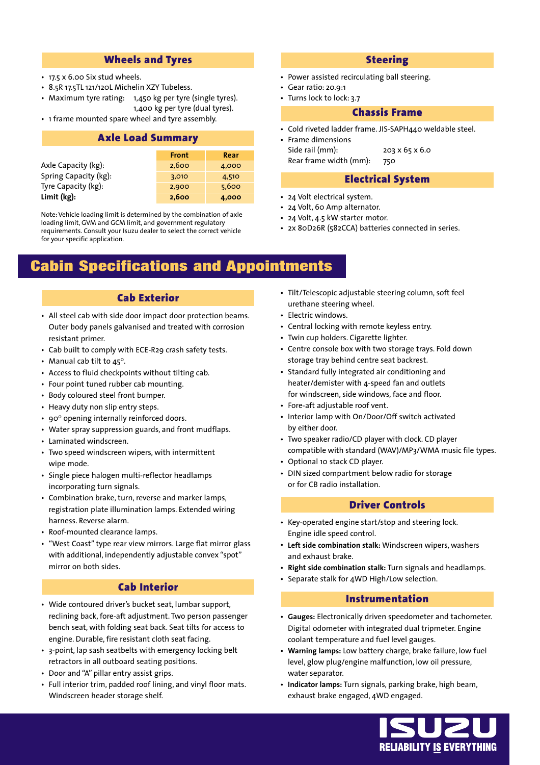## Wheels and Tyres

- 17.5 x 6.00 Six stud wheels.
- 8.5R 17.5TL 121/120L Michelin XZY Tubeless.
- Maximum tyre rating: 1,450 kg per tyre (single tyres). 1,400 kg per tyre (dual tyres).
- 1 frame mounted spare wheel and tyre assembly.

## Axle Load Summary

| | Front | Rear |
|---|---|---|
| Axle Capacity (kg): | 2,600 | 4,000 |
| Spring Capacity (kg): | 3,010 | 4,510 |
| Tyre Capacity (kg): | 2,900 | 5,600 |
| **Limit (kg):** | **2,600** | **4,000** |

Note: Vehicle loading limit is determined by the combination of axle loading limit, GVM and GCM limit, and government regulatory requirements. Consult your Isuzu dealer to select the correct vehicle for your specific application.

## Steering

- Power assisted recirculating ball steering.
- Gear ratio: 20.9:1
- Turns lock to lock: 3.7

## Chassis Frame

- Cold riveted ladder frame. JIS-SAPH440 weldable steel.
- Frame dimensions
  Side rail (mm): 203 x 65 x 6.0
  Rear frame width (mm): 750

## Electrical System

- 24 Volt electrical system.
- 24 Volt, 60 Amp alternator.
- 24 Volt, 4.5 kW starter motor.
- 2x 80D26R (582CCA) batteries connected in series.

# Cabin Specifications and Appointments

## Cab Exterior

- All steel cab with side door impact door protection beams. Outer body panels galvanised and treated with corrosion resistant primer.
- Cab built to comply with ECE-R29 crash safety tests.
- Manual cab tilt to 45°.
- Access to fluid checkpoints without tilting cab.
- Four point tuned rubber cab mounting.
- Body coloured steel front bumper.
- Heavy duty non slip entry steps.
- 90° opening internally reinforced doors.
- Water spray suppression guards, and front mudflaps.
- Laminated windscreen.
- Two speed windscreen wipers, with intermittent wipe mode.
- Single piece halogen multi-reflector headlamps incorporating turn signals.
- Combination brake, turn, reverse and marker lamps, registration plate illumination lamps. Extended wiring harness. Reverse alarm.
- Roof-mounted clearance lamps.
- "West Coast" type rear view mirrors. Large flat mirror glass with additional, independently adjustable convex "spot" mirror on both sides.

## Cab Interior

- Wide contoured driver's bucket seat, lumbar support, reclining back, fore-aft adjustment. Two person passenger bench seat, with folding seat back. Seat tilts for access to engine. Durable, fire resistant cloth seat facing.
- 3-point, lap sash seatbelts with emergency locking belt retractors in all outboard seating positions.
- Door and "A" pillar entry assist grips.
- Full interior trim, padded roof lining, and vinyl floor mats. Windscreen header storage shelf.
- Tilt/Telescopic adjustable steering column, soft feel urethane steering wheel.
- Electric windows.
- Central locking with remote keyless entry.
- Twin cup holders. Cigarette lighter.
- Centre console box with two storage trays. Fold down storage tray behind centre seat backrest.
- Standard fully integrated air conditioning and heater/demister with 4-speed fan and outlets for windscreen, side windows, face and floor.
- Fore-aft adjustable roof vent.
- Interior lamp with On/Door/Off switch activated by either door.
- Two speaker radio/CD player with clock. CD player compatible with standard (WAV)/MP3/WMA music file types.
- Optional 10 stack CD player.
- DIN sized compartment below radio for storage or for CB radio installation.

## Driver Controls

- Key-operated engine start/stop and steering lock. Engine idle speed control.
- **Left side combination stalk:** Windscreen wipers, washers and exhaust brake.
- **Right side combination stalk:** Turn signals and headlamps.
- Separate stalk for 4WD High/Low selection.

## Instrumentation

- **Gauges:** Electronically driven speedometer and tachometer. Digital odometer with integrated dual tripmeter. Engine coolant temperature and fuel level gauges.
- **Warning lamps:** Low battery charge, brake failure, low fuel level, glow plug/engine malfunction, low oil pressure, water separator.
- **Indicator lamps:** Turn signals, parking brake, high beam, exhaust brake engaged, 4WD engaged.

ISUZU
RELIABILITY IS EVERYTHING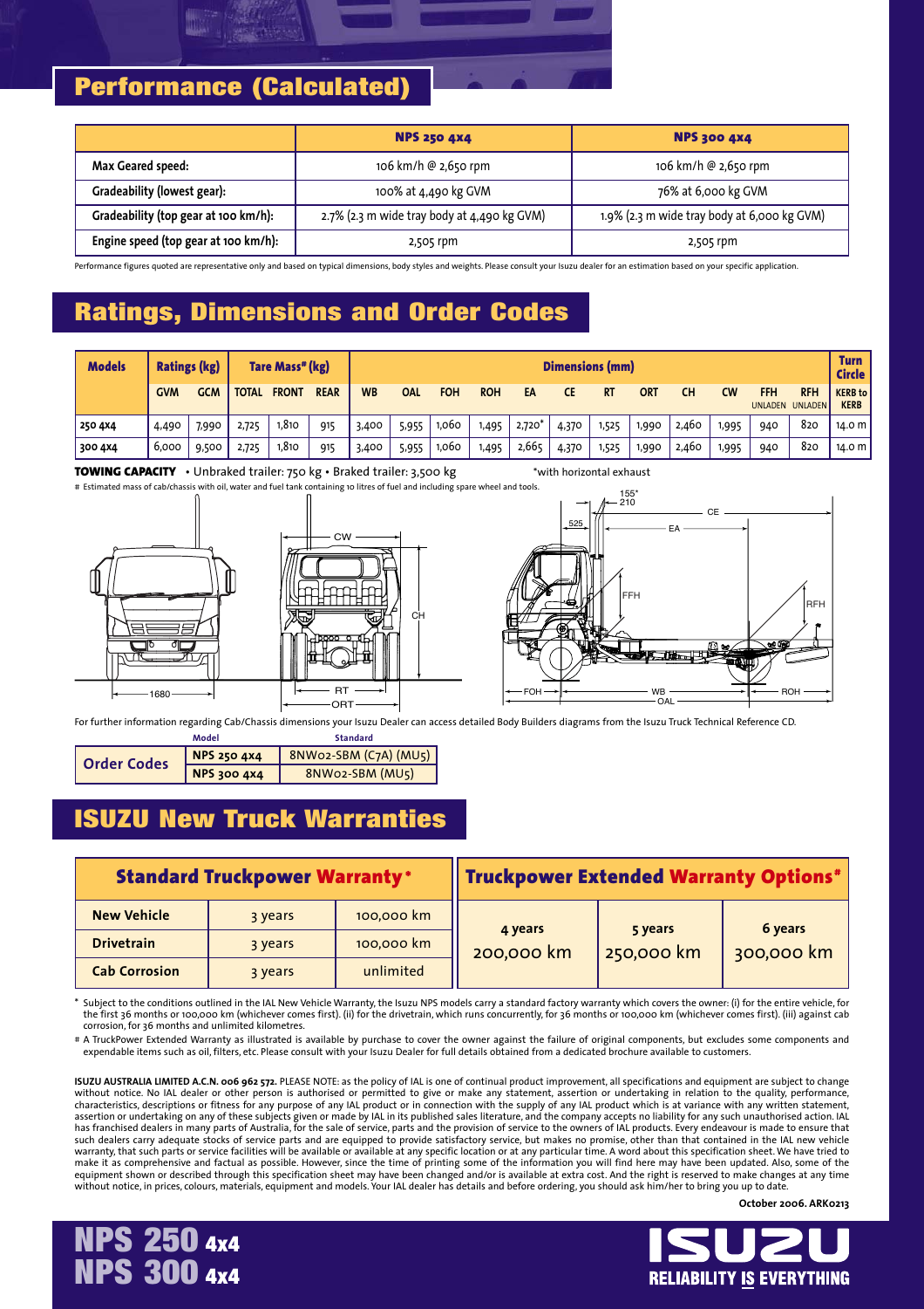## Performance (Calculated)

| | NPS 250 4x4 | NPS 300 4x4 |
|---|---|---|
| Max Geared speed: | 106 km/h @ 2,650 rpm | 106 km/h @ 2,650 rpm |
| Gradeability (lowest gear): | 100% at 4,490 kg GVM | 76% at 6,000 kg GVM |
| Gradeability (top gear at 100 km/h): | 2.7% (2.3 m wide tray body at 4,490 kg GVM) | 1.9% (2.3 m wide tray body at 6,000 kg GVM) |
| Engine speed (top gear at 100 km/h): | 2,505 rpm | 2,505 rpm |

Performance figures quoted are representative only and based on typical dimensions, body styles and weights. Please consult your Isuzu dealer for an estimation based on your specific application.

## Ratings, Dimensions and Order Codes

| Models | Ratings (kg) | | Tare Mass# (kg) | | | Dimensions (mm) | | | | | | | | | | | | | Turn Circle |
|---|---|---|---|---|---|---|---|---|---|---|---|---|---|---|---|---|---|---|---|
| | GVM | GCM | TOTAL | FRONT | REAR | WB | OAL | FOH | ROH | EA | CE | RT | ORT | CH | CW | FFH UNLADEN | RFH UNLADEN | | KERB to KERB |
| 250 4x4 | 4,490 | 7,990 | 2,725 | 1,810 | 915 | 3,400 | 5,955 | 1,060 | 1,495 | 2,720* | 4,370 | 1,525 | 1,990 | 2,460 | 1,995 | 940 | 820 | | 14.0 m |
| 300 4x4 | 6,000 | 9,500 | 2,725 | 1,810 | 915 | 3,400 | 5,955 | 1,060 | 1,495 | 2,665 | 4,370 | 1,525 | 1,990 | 2,460 | 1,995 | 940 | 820 | | 14.0 m |

**TOWING CAPACITY** • Unbraked trailer: 750 kg • Braked trailer: 3,500 kg

*with horizontal exhaust

# Estimated mass of cab/chassis with oil, water and fuel tank containing 10 litres of fuel and including spare wheel and tools.

1680

CW

CH

RT

ORT

155*
210

525

CE

EA

FFH

RFH

FOH

WB

OAL

ROH

For further information regarding Cab/Chassis dimensions your Isuzu Dealer can access detailed Body Builders diagrams from the Isuzu Truck Technical Reference CD.

| | Model | Standard |
|---|---|---|
| Order Codes | NPS 250 4x4 | 8NW02-SBM (C7A) (MU5) |
| | NPS 300 4x4 | 8NW02-SBM (MU5) |

## ISUZU New Truck Warranties

| Standard Truckpower Warranty* | | |
|---|---|---|
| New Vehicle | 3 years | 100,000 km |
| Drivetrain | 3 years | 100,000 km |
| Cab Corrosion | 3 years | unlimited |

| Truckpower Extended Warranty Options# | | |
|---|---|---|
| 4 years 200,000 km | 5 years 250,000 km | 6 years 300,000 km |

\* Subject to the conditions outlined in the IAL New Vehicle Warranty, the Isuzu NPS models carry a standard factory warranty which covers the owner: (i) for the entire vehicle, for the first 36 months or 100,000 km (whichever comes first). (ii) for the drivetrain, which runs concurrently, for 36 months or 100,000 km (whichever comes first). (iii) against cab corrosion, for 36 months and unlimited kilometres.

# A TruckPower Extended Warranty as illustrated is available by purchase to cover the owner against the failure of original components, but excludes some components and expendable items such as oil, filters, etc. Please consult with your Isuzu Dealer for full details obtained from a dedicated brochure available to customers.

**ISUZU AUSTRALIA LIMITED A.C.N. 006 962 572.** PLEASE NOTE: as the policy of IAL is one of continual product improvement, all specifications and equipment are subject to change without notice. No IAL dealer or other person is authorised or permitted to give or make any statement, assertion or undertaking in relation to the quality, performance, characteristics, descriptions or fitness for any purpose of any IAL product or in connection with the supply of any IAL product which is at variance with any written statement, assertion or undertaking on any of these subjects given or made by IAL in its published sales literature, and the company accepts no liability for any such unauthorised action. IAL has franchised dealers in many parts of Australia, for the sale of service, parts and the provision of service to the owners of IAL products. Every endeavour is made to ensure that such dealers carry adequate stocks of service parts and are equipped to provide satisfactory service, but makes no promise, other than that contained in the IAL new vehicle warranty, that such parts or service facilities will be available or available at any specific location or at any particular time. A word about this specification sheet. We have tried to make it as comprehensive and factual as possible. However, since the time of printing some of the information you will find here may have been updated. Also, some of the equipment shown or described through this specification sheet may have been changed and/or is available at extra cost. And the right is reserved to make changes at any time without notice, in prices, colours, materials, equipment and models. Your IAL dealer has details and before ordering, you should ask him/her to bring you up to date.

**October 2006. ARK0213**

# NPS 250 4x4
# NPS 300 4x4

ISUZU
RELIABILITY IS EVERYTHING